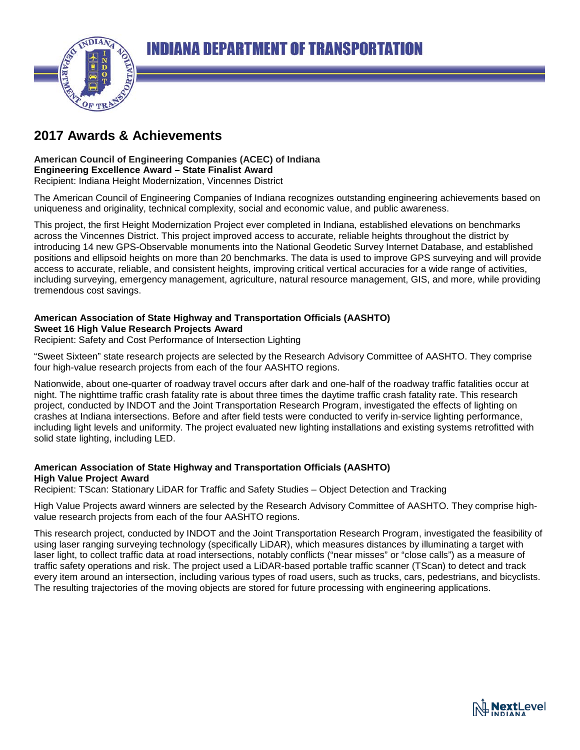# INDIANA DEPARTMENT OF TRANSPORTATION

## 2017 Awards & Achievements

**American Council of Engineering Companies (ACEC) of Indiana**
**Engineering Excellence Award – State Finalist Award**
Recipient: Indiana Height Modernization, Vincennes District

The American Council of Engineering Companies of Indiana recognizes outstanding engineering achievements based on uniqueness and originality, technical complexity, social and economic value, and public awareness.

This project, the first Height Modernization Project ever completed in Indiana, established elevations on benchmarks across the Vincennes District. This project improved access to accurate, reliable heights throughout the district by introducing 14 new GPS-Observable monuments into the National Geodetic Survey Internet Database, and established positions and ellipsoid heights on more than 20 benchmarks. The data is used to improve GPS surveying and will provide access to accurate, reliable, and consistent heights, improving critical vertical accuracies for a wide range of activities, including surveying, emergency management, agriculture, natural resource management, GIS, and more, while providing tremendous cost savings.

**American Association of State Highway and Transportation Officials (AASHTO)**
**Sweet 16 High Value Research Projects Award**
Recipient: Safety and Cost Performance of Intersection Lighting

"Sweet Sixteen" state research projects are selected by the Research Advisory Committee of AASHTO. They comprise four high-value research projects from each of the four AASHTO regions.

Nationwide, about one-quarter of roadway travel occurs after dark and one-half of the roadway traffic fatalities occur at night. The nighttime traffic crash fatality rate is about three times the daytime traffic crash fatality rate. This research project, conducted by INDOT and the Joint Transportation Research Program, investigated the effects of lighting on crashes at Indiana intersections. Before and after field tests were conducted to verify in-service lighting performance, including light levels and uniformity. The project evaluated new lighting installations and existing systems retrofitted with solid state lighting, including LED.

**American Association of State Highway and Transportation Officials (AASHTO)**
**High Value Project Award**
Recipient: TScan: Stationary LiDAR for Traffic and Safety Studies – Object Detection and Tracking

High Value Projects award winners are selected by the Research Advisory Committee of AASHTO. They comprise high-value research projects from each of the four AASHTO regions.

This research project, conducted by INDOT and the Joint Transportation Research Program, investigated the feasibility of using laser ranging surveying technology (specifically LiDAR), which measures distances by illuminating a target with laser light, to collect traffic data at road intersections, notably conflicts ("near misses" or "close calls") as a measure of traffic safety operations and risk. The project used a LiDAR-based portable traffic scanner (TScan) to detect and track every item around an intersection, including various types of road users, such as trucks, cars, pedestrians, and bicyclists. The resulting trajectories of the moving objects are stored for future processing with engineering applications.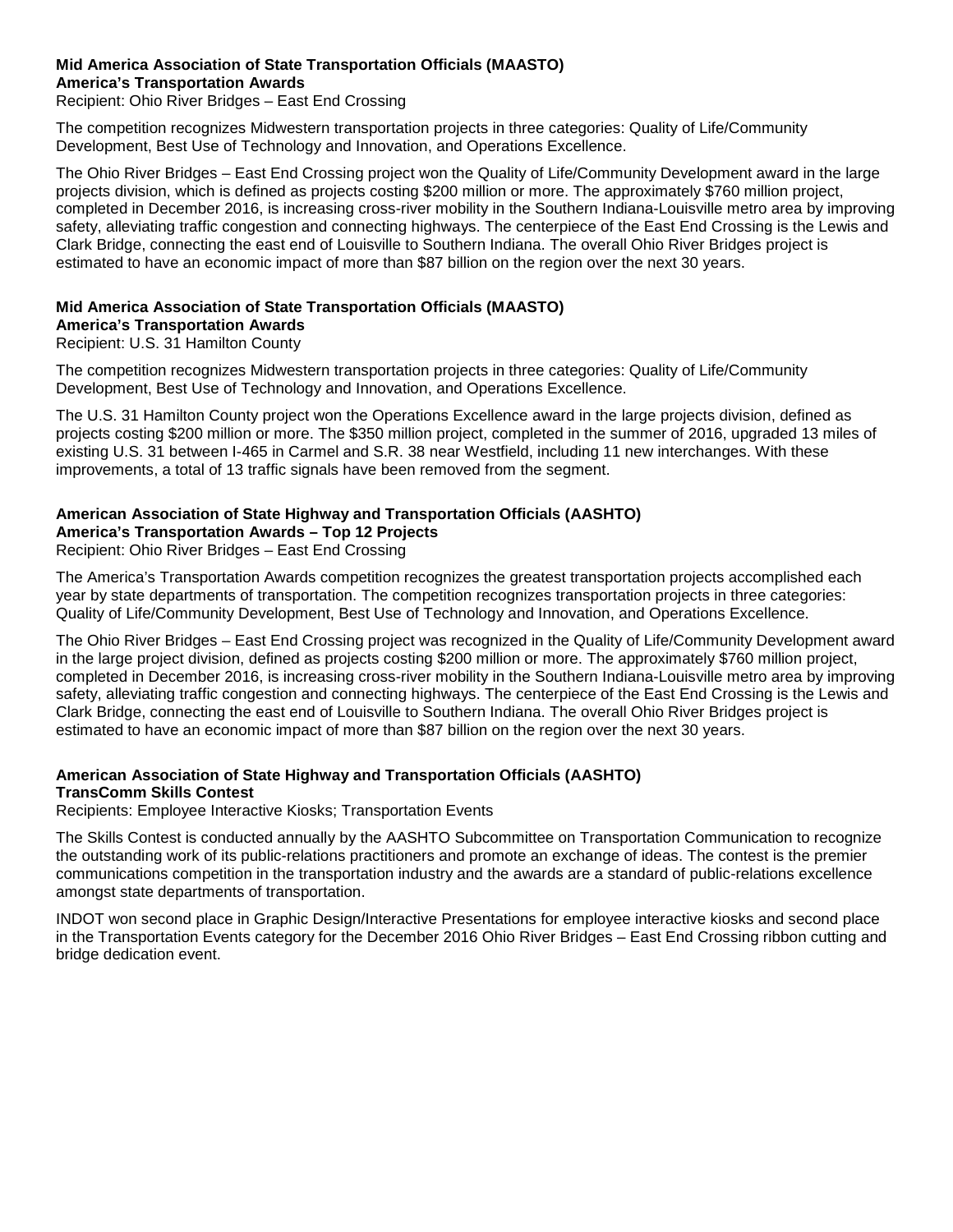**Mid America Association of State Transportation Officials (MAASTO)**
**America's Transportation Awards**
Recipient: Ohio River Bridges – East End Crossing

The competition recognizes Midwestern transportation projects in three categories: Quality of Life/Community Development, Best Use of Technology and Innovation, and Operations Excellence.

The Ohio River Bridges – East End Crossing project won the Quality of Life/Community Development award in the large projects division, which is defined as projects costing $200 million or more. The approximately $760 million project, completed in December 2016, is increasing cross-river mobility in the Southern Indiana-Louisville metro area by improving safety, alleviating traffic congestion and connecting highways. The centerpiece of the East End Crossing is the Lewis and Clark Bridge, connecting the east end of Louisville to Southern Indiana. The overall Ohio River Bridges project is estimated to have an economic impact of more than $87 billion on the region over the next 30 years.

**Mid America Association of State Transportation Officials (MAASTO)**
**America's Transportation Awards**
Recipient: U.S. 31 Hamilton County

The competition recognizes Midwestern transportation projects in three categories: Quality of Life/Community Development, Best Use of Technology and Innovation, and Operations Excellence.

The U.S. 31 Hamilton County project won the Operations Excellence award in the large projects division, defined as projects costing $200 million or more. The $350 million project, completed in the summer of 2016, upgraded 13 miles of existing U.S. 31 between I-465 in Carmel and S.R. 38 near Westfield, including 11 new interchanges. With these improvements, a total of 13 traffic signals have been removed from the segment.

**American Association of State Highway and Transportation Officials (AASHTO)**
**America's Transportation Awards – Top 12 Projects**
Recipient: Ohio River Bridges – East End Crossing

The America's Transportation Awards competition recognizes the greatest transportation projects accomplished each year by state departments of transportation. The competition recognizes transportation projects in three categories: Quality of Life/Community Development, Best Use of Technology and Innovation, and Operations Excellence.

The Ohio River Bridges – East End Crossing project was recognized in the Quality of Life/Community Development award in the large project division, defined as projects costing $200 million or more. The approximately $760 million project, completed in December 2016, is increasing cross-river mobility in the Southern Indiana-Louisville metro area by improving safety, alleviating traffic congestion and connecting highways. The centerpiece of the East End Crossing is the Lewis and Clark Bridge, connecting the east end of Louisville to Southern Indiana. The overall Ohio River Bridges project is estimated to have an economic impact of more than $87 billion on the region over the next 30 years.

**American Association of State Highway and Transportation Officials (AASHTO)**
**TransComm Skills Contest**
Recipients: Employee Interactive Kiosks; Transportation Events

The Skills Contest is conducted annually by the AASHTO Subcommittee on Transportation Communication to recognize the outstanding work of its public-relations practitioners and promote an exchange of ideas. The contest is the premier communications competition in the transportation industry and the awards are a standard of public-relations excellence amongst state departments of transportation.

INDOT won second place in Graphic Design/Interactive Presentations for employee interactive kiosks and second place in the Transportation Events category for the December 2016 Ohio River Bridges – East End Crossing ribbon cutting and bridge dedication event.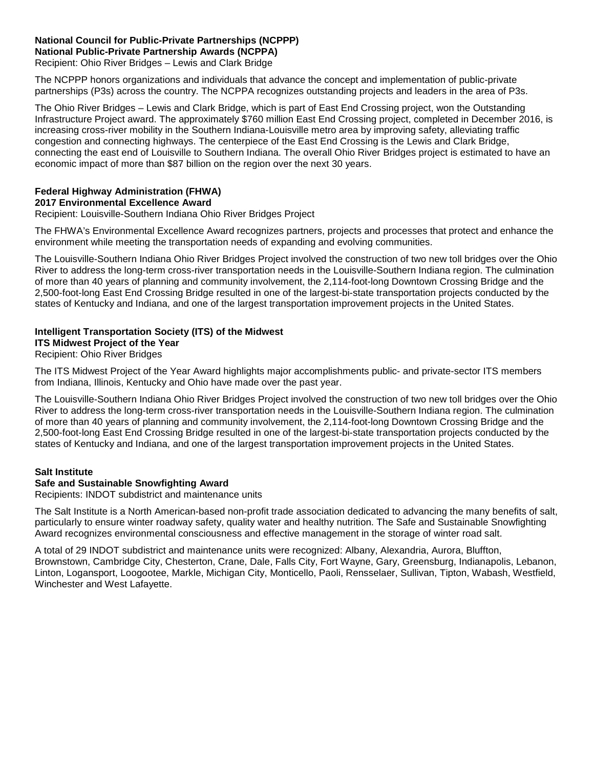**National Council for Public-Private Partnerships (NCPPP)**
**National Public-Private Partnership Awards (NCPPA)**
Recipient: Ohio River Bridges – Lewis and Clark Bridge

The NCPPP honors organizations and individuals that advance the concept and implementation of public-private partnerships (P3s) across the country. The NCPPA recognizes outstanding projects and leaders in the area of P3s.

The Ohio River Bridges – Lewis and Clark Bridge, which is part of East End Crossing project, won the Outstanding Infrastructure Project award. The approximately $760 million East End Crossing project, completed in December 2016, is increasing cross-river mobility in the Southern Indiana-Louisville metro area by improving safety, alleviating traffic congestion and connecting highways. The centerpiece of the East End Crossing is the Lewis and Clark Bridge, connecting the east end of Louisville to Southern Indiana. The overall Ohio River Bridges project is estimated to have an economic impact of more than $87 billion on the region over the next 30 years.

**Federal Highway Administration (FHWA)**
**2017 Environmental Excellence Award**
Recipient: Louisville-Southern Indiana Ohio River Bridges Project

The FHWA's Environmental Excellence Award recognizes partners, projects and processes that protect and enhance the environment while meeting the transportation needs of expanding and evolving communities.

The Louisville-Southern Indiana Ohio River Bridges Project involved the construction of two new toll bridges over the Ohio River to address the long-term cross-river transportation needs in the Louisville-Southern Indiana region. The culmination of more than 40 years of planning and community involvement, the 2,114-foot-long Downtown Crossing Bridge and the 2,500-foot-long East End Crossing Bridge resulted in one of the largest-bi-state transportation projects conducted by the states of Kentucky and Indiana, and one of the largest transportation improvement projects in the United States.

**Intelligent Transportation Society (ITS) of the Midwest**
**ITS Midwest Project of the Year**
Recipient: Ohio River Bridges

The ITS Midwest Project of the Year Award highlights major accomplishments public- and private-sector ITS members from Indiana, Illinois, Kentucky and Ohio have made over the past year.

The Louisville-Southern Indiana Ohio River Bridges Project involved the construction of two new toll bridges over the Ohio River to address the long-term cross-river transportation needs in the Louisville-Southern Indiana region. The culmination of more than 40 years of planning and community involvement, the 2,114-foot-long Downtown Crossing Bridge and the 2,500-foot-long East End Crossing Bridge resulted in one of the largest-bi-state transportation projects conducted by the states of Kentucky and Indiana, and one of the largest transportation improvement projects in the United States.

**Salt Institute**
**Safe and Sustainable Snowfighting Award**
Recipients: INDOT subdistrict and maintenance units

The Salt Institute is a North American-based non-profit trade association dedicated to advancing the many benefits of salt, particularly to ensure winter roadway safety, quality water and healthy nutrition. The Safe and Sustainable Snowfighting Award recognizes environmental consciousness and effective management in the storage of winter road salt.

A total of 29 INDOT subdistrict and maintenance units were recognized: Albany, Alexandria, Aurora, Bluffton, Brownstown, Cambridge City, Chesterton, Crane, Dale, Falls City, Fort Wayne, Gary, Greensburg, Indianapolis, Lebanon, Linton, Logansport, Loogootee, Markle, Michigan City, Monticello, Paoli, Rensselaer, Sullivan, Tipton, Wabash, Westfield, Winchester and West Lafayette.